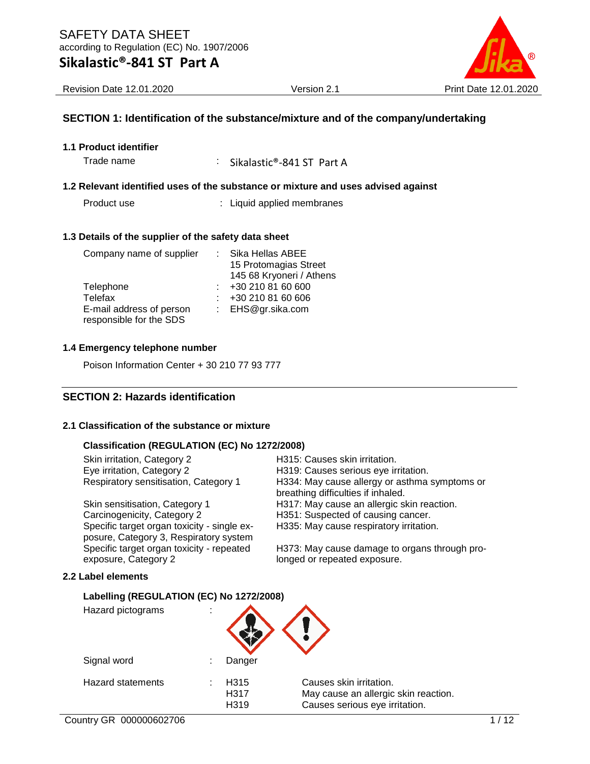# SAFETY DATA SHEET

according to Regulation (EC) No. 1907/2006

## Sikalastic®-841 ST Part A

Revision Date 12.01.2020 | Version 2.1 | Print Date 12.01.2020

## SECTION 1: Identification of the substance/mixture and of the company/undertaking

### 1.1 Product identifier

Trade name : Sikalastic®-841 ST Part A

### 1.2 Relevant identified uses of the substance or mixture and uses advised against

Product use : Liquid applied membranes

### 1.3 Details of the supplier of the safety data sheet

| | | |
|---|---|---|
| Company name of supplier | : | Sika Hellas ABEE<br>15 Protomagias Street<br>145 68 Kryoneri / Athens |
| Telephone | : | +30 210 81 60 600 |
| Telefax | : | +30 210 81 60 606 |
| E-mail address of person responsible for the SDS | : | EHS@gr.sika.com |

### 1.4 Emergency telephone number

Poison Information Center + 30 210 77 93 777

## SECTION 2: Hazards identification

### 2.1 Classification of the substance or mixture

**Classification (REGULATION (EC) No 1272/2008)**

| | |
|---|---|
| Skin irritation, Category 2 | H315: Causes skin irritation. |
| Eye irritation, Category 2 | H319: Causes serious eye irritation. |
| Respiratory sensitisation, Category 1 | H334: May cause allergy or asthma symptoms or breathing difficulties if inhaled. |
| Skin sensitisation, Category 1 | H317: May cause an allergic skin reaction. |
| Carcinogenicity, Category 2 | H351: Suspected of causing cancer. |
| Specific target organ toxicity - single exposure, Category 3, Respiratory system | H335: May cause respiratory irritation. |
| Specific target organ toxicity - repeated exposure, Category 2 | H373: May cause damage to organs through prolonged or repeated exposure. |

### 2.2 Label elements

**Labelling (REGULATION (EC) No 1272/2008)**

Hazard pictograms :

Signal word : Danger

| | | | |
|---|---|---|---|
| Hazard statements | : | H315 | Causes skin irritation. |
| | | H317 | May cause an allergic skin reaction. |
| | | H319 | Causes serious eye irritation. |

Country GR 000000602706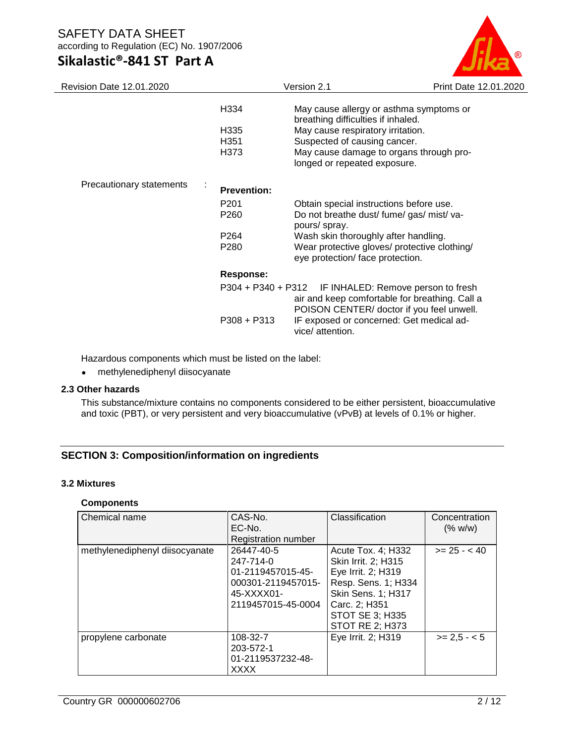| | | |
|---|---|---|
| | H334 | May cause allergy or asthma symptoms or breathing difficulties if inhaled. |
| | H335 | May cause respiratory irritation. |
| | H351 | Suspected of causing cancer. |
| | H373 | May cause damage to organs through prolonged or repeated exposure. |

Precautionary statements :

**Prevention:**

| | |
|---|---|
| P201 | Obtain special instructions before use. |
| P260 | Do not breathe dust/ fume/ gas/ mist/ vapours/ spray. |
| P264 | Wash skin thoroughly after handling. |
| P280 | Wear protective gloves/ protective clothing/ eye protection/ face protection. |

**Response:**

| | |
|---|---|
| P304 + P340 + P312 | IF INHALED: Remove person to fresh air and keep comfortable for breathing. Call a POISON CENTER/ doctor if you feel unwell. |
| P308 + P313 | IF exposed or concerned: Get medical advice/ attention. |

Hazardous components which must be listed on the label:

- methylenediphenyl diisocyanate

### 2.3 Other hazards

This substance/mixture contains no components considered to be either persistent, bioaccumulative and toxic (PBT), or very persistent and very bioaccumulative (vPvB) at levels of 0.1% or higher.

## SECTION 3: Composition/information on ingredients

### 3.2 Mixtures

**Components**

| Chemical name | CAS-No.<br>EC-No.<br>Registration number | Classification | Concentration (% w/w) |
|---|---|---|---|
| methylenediphenyl diisocyanate | 26447-40-5<br>247-714-0<br>01-2119457015-45-000301-2119457015-45-XXXX01-2119457015-45-0004 | Acute Tox. 4; H332<br>Skin Irrit. 2; H315<br>Eye Irrit. 2; H319<br>Resp. Sens. 1; H334<br>Skin Sens. 1; H317<br>Carc. 2; H351<br>STOT SE 3; H335<br>STOT RE 2; H373 | >= 25 - < 40 |
| propylene carbonate | 108-32-7<br>203-572-1<br>01-2119537232-48-XXXX | Eye Irrit. 2; H319 | >= 2,5 - < 5 |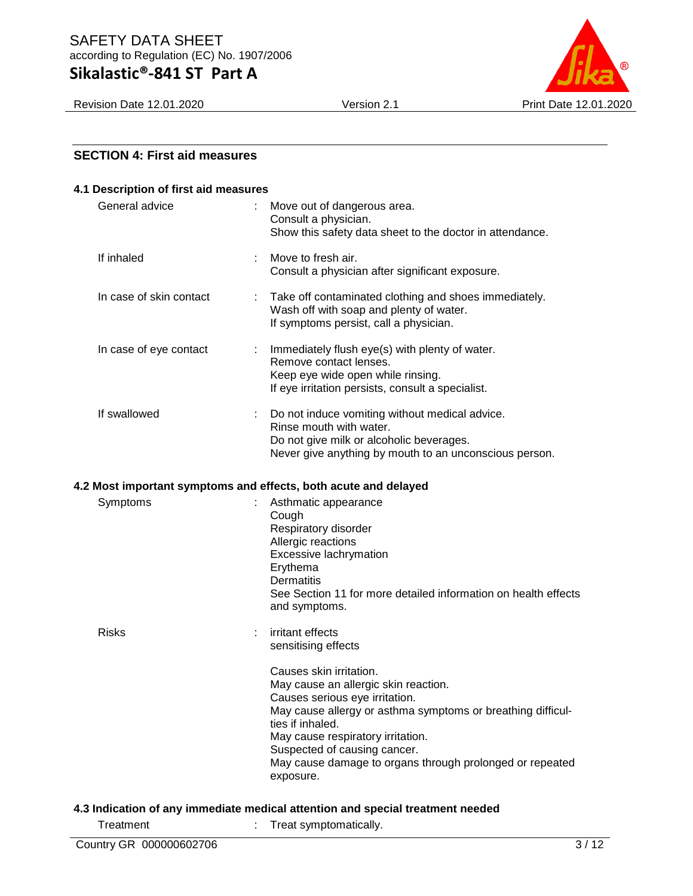## SECTION 4: First aid measures

### 4.1 Description of first aid measures

| | | |
|---|---|---|
| General advice | : | Move out of dangerous area.<br>Consult a physician.<br>Show this safety data sheet to the doctor in attendance. |
| If inhaled | : | Move to fresh air.<br>Consult a physician after significant exposure. |
| In case of skin contact | : | Take off contaminated clothing and shoes immediately.<br>Wash off with soap and plenty of water.<br>If symptoms persist, call a physician. |
| In case of eye contact | : | Immediately flush eye(s) with plenty of water.<br>Remove contact lenses.<br>Keep eye wide open while rinsing.<br>If eye irritation persists, consult a specialist. |
| If swallowed | : | Do not induce vomiting without medical advice.<br>Rinse mouth with water.<br>Do not give milk or alcoholic beverages.<br>Never give anything by mouth to an unconscious person. |

### 4.2 Most important symptoms and effects, both acute and delayed

| | | |
|---|---|---|
| Symptoms | : | Asthmatic appearance<br>Cough<br>Respiratory disorder<br>Allergic reactions<br>Excessive lachrymation<br>Erythema<br>Dermatitis<br>See Section 11 for more detailed information on health effects and symptoms. |
| Risks | : | irritant effects<br>sensitising effects<br><br>Causes skin irritation.<br>May cause an allergic skin reaction.<br>Causes serious eye irritation.<br>May cause allergy or asthma symptoms or breathing difficulties if inhaled.<br>May cause respiratory irritation.<br>Suspected of causing cancer.<br>May cause damage to organs through prolonged or repeated exposure. |

### 4.3 Indication of any immediate medical attention and special treatment needed

| | | |
|---|---|---|
| Treatment | : | Treat symptomatically. |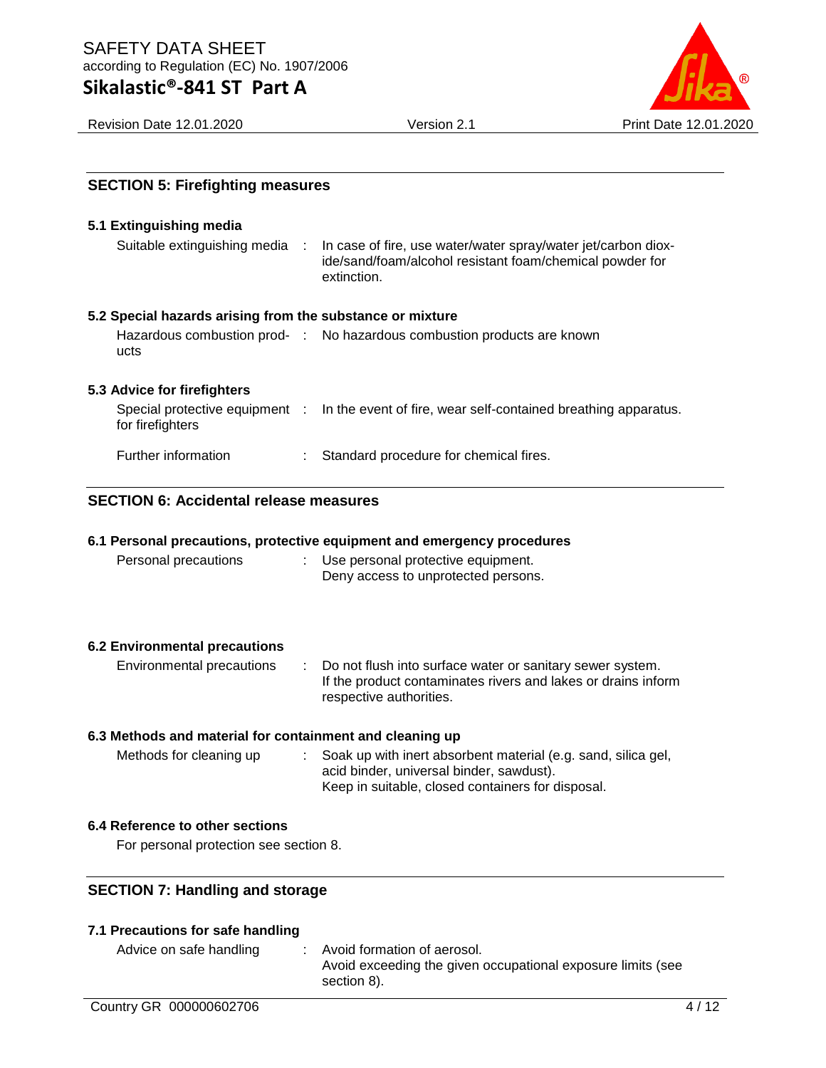## SECTION 5: Firefighting measures

### 5.1 Extinguishing media

| | | |
|---|---|---|
| Suitable extinguishing media | : | In case of fire, use water/water spray/water jet/carbon dioxide/sand/foam/alcohol resistant foam/chemical powder for extinction. |

### 5.2 Special hazards arising from the substance or mixture

| | | |
|---|---|---|
| Hazardous combustion products | : | No hazardous combustion products are known |

### 5.3 Advice for firefighters

| | | |
|---|---|---|
| Special protective equipment for firefighters | : | In the event of fire, wear self-contained breathing apparatus. |
| Further information | : | Standard procedure for chemical fires. |

## SECTION 6: Accidental release measures

### 6.1 Personal precautions, protective equipment and emergency procedures

| | | |
|---|---|---|
| Personal precautions | : | Use personal protective equipment.<br>Deny access to unprotected persons. |

### 6.2 Environmental precautions

| | | |
|---|---|---|
| Environmental precautions | : | Do not flush into surface water or sanitary sewer system.<br>If the product contaminates rivers and lakes or drains inform respective authorities. |

### 6.3 Methods and material for containment and cleaning up

| | | |
|---|---|---|
| Methods for cleaning up | : | Soak up with inert absorbent material (e.g. sand, silica gel, acid binder, universal binder, sawdust).<br>Keep in suitable, closed containers for disposal. |

### 6.4 Reference to other sections

For personal protection see section 8.

## SECTION 7: Handling and storage

### 7.1 Precautions for safe handling

| | | |
|---|---|---|
| Advice on safe handling | : | Avoid formation of aerosol.<br>Avoid exceeding the given occupational exposure limits (see section 8). |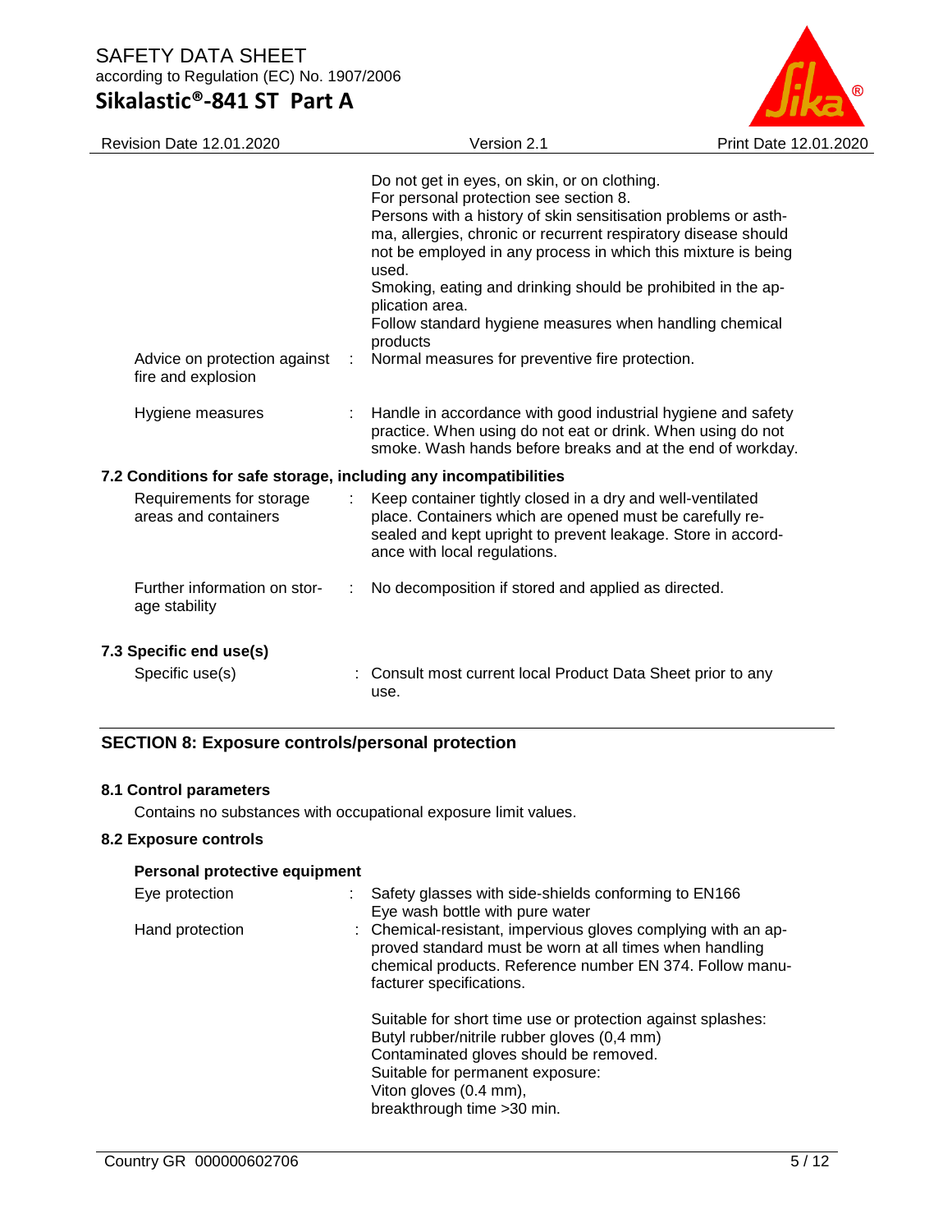Do not get in eyes, on skin, or on clothing.
For personal protection see section 8.
Persons with a history of skin sensitisation problems or asthma, allergies, chronic or recurrent respiratory disease should not be employed in any process in which this mixture is being used.
Smoking, eating and drinking should be prohibited in the application area.
Follow standard hygiene measures when handling chemical products

| | | |
|---|---|---|
| Advice on protection against fire and explosion | : | Normal measures for preventive fire protection. |
| Hygiene measures | : | Handle in accordance with good industrial hygiene and safety practice. When using do not eat or drink. When using do not smoke. Wash hands before breaks and at the end of workday. |

### 7.2 Conditions for safe storage, including any incompatibilities

| | | |
|---|---|---|
| Requirements for storage areas and containers | : | Keep container tightly closed in a dry and well-ventilated place. Containers which are opened must be carefully resealed and kept upright to prevent leakage. Store in accordance with local regulations. |
| Further information on storage stability | : | No decomposition if stored and applied as directed. |

### 7.3 Specific end use(s)

| | | |
|---|---|---|
| Specific use(s) | : | Consult most current local Product Data Sheet prior to any use. |

## SECTION 8: Exposure controls/personal protection

### 8.1 Control parameters

Contains no substances with occupational exposure limit values.

### 8.2 Exposure controls

**Personal protective equipment**

| | | |
|---|---|---|
| Eye protection | : | Safety glasses with side-shields conforming to EN166<br>Eye wash bottle with pure water |
| Hand protection | : | Chemical-resistant, impervious gloves complying with an approved standard must be worn at all times when handling chemical products. Reference number EN 374. Follow manufacturer specifications.<br><br>Suitable for short time use or protection against splashes:<br>Butyl rubber/nitrile rubber gloves (0,4 mm)<br>Contaminated gloves should be removed.<br>Suitable for permanent exposure:<br>Viton gloves (0.4 mm),<br>breakthrough time >30 min. |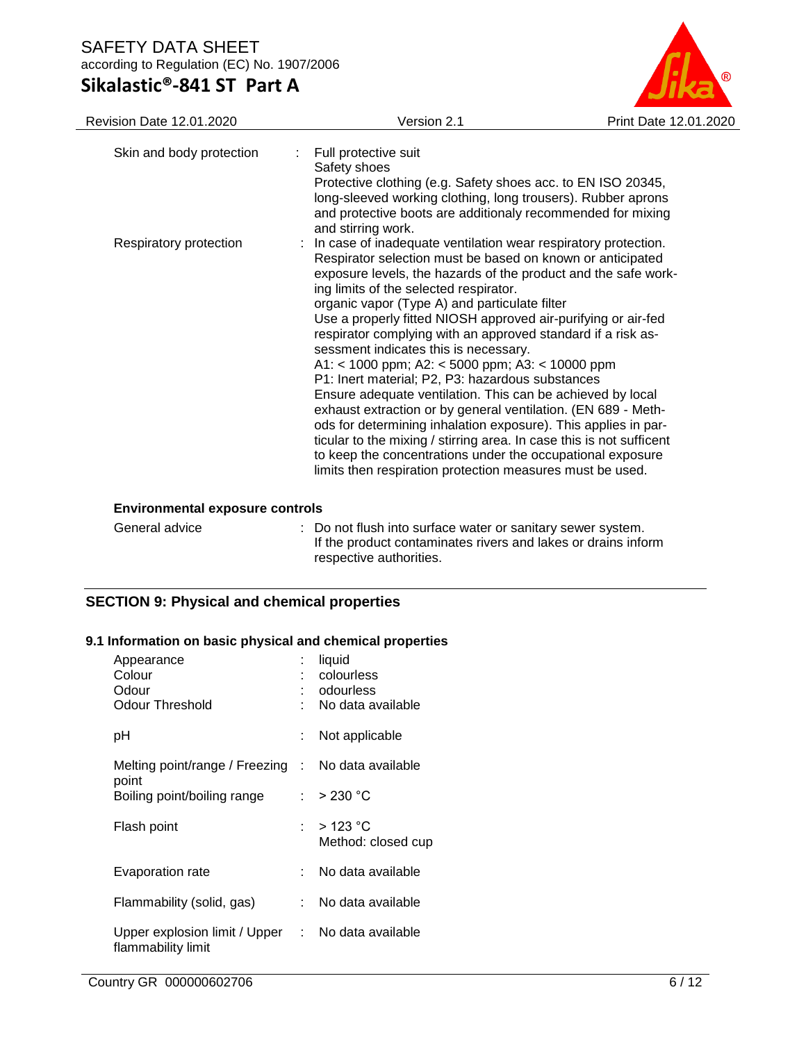| | | |
|---|---|---|
| Skin and body protection | : | Full protective suit<br>Safety shoes<br>Protective clothing (e.g. Safety shoes acc. to EN ISO 20345, long-sleeved working clothing, long trousers). Rubber aprons and protective boots are additionaly recommended for mixing and stirring work. |
| Respiratory protection | : | In case of inadequate ventilation wear respiratory protection.<br>Respirator selection must be based on known or anticipated exposure levels, the hazards of the product and the safe working limits of the selected respirator.<br>organic vapor (Type A) and particulate filter<br>Use a properly fitted NIOSH approved air-purifying or air-fed respirator complying with an approved standard if a risk assessment indicates this is necessary.<br>A1: < 1000 ppm; A2: < 5000 ppm; A3: < 10000 ppm<br>P1: Inert material; P2, P3: hazardous substances<br>Ensure adequate ventilation. This can be achieved by local exhaust extraction or by general ventilation. (EN 689 - Methods for determining inhalation exposure). This applies in particular to the mixing / stirring area. In case this is not sufficent to keep the concentrations under the occupational exposure limits then respiration protection measures must be used. |

**Environmental exposure controls**

| | | |
|---|---|---|
| General advice | : | Do not flush into surface water or sanitary sewer system.<br>If the product contaminates rivers and lakes or drains inform respective authorities. |

## SECTION 9: Physical and chemical properties

### 9.1 Information on basic physical and chemical properties

| | | |
|---|---|---|
| Appearance | : | liquid |
| Colour | : | colourless |
| Odour | : | odourless |
| Odour Threshold | : | No data available |
| pH | : | Not applicable |
| Melting point/range / Freezing point | : | No data available |
| Boiling point/boiling range | : | > 230 °C |
| Flash point | : | > 123 °C<br>Method: closed cup |
| Evaporation rate | : | No data available |
| Flammability (solid, gas) | : | No data available |
| Upper explosion limit / Upper flammability limit | : | No data available |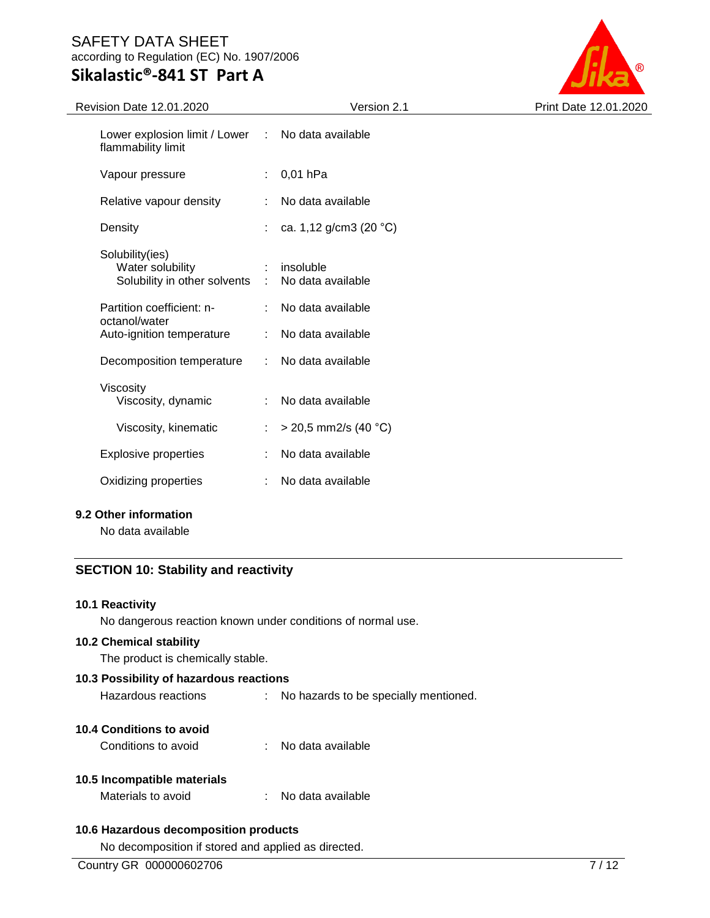| | | |
|---|---|---|
| Lower explosion limit / Lower flammability limit | : | No data available |
| Vapour pressure | : | 0,01 hPa |
| Relative vapour density | : | No data available |
| Density | : | ca. 1,12 g/cm3 (20 °C) |
| Solubility(ies) | | |
| Water solubility | : | insoluble |
| Solubility in other solvents | : | No data available |
| Partition coefficient: n-octanol/water | : | No data available |
| Auto-ignition temperature | : | No data available |
| Decomposition temperature | : | No data available |
| Viscosity | | |
| Viscosity, dynamic | : | No data available |
| Viscosity, kinematic | : | > 20,5 mm2/s (40 °C) |
| Explosive properties | : | No data available |
| Oxidizing properties | : | No data available |

### 9.2 Other information

No data available

## SECTION 10: Stability and reactivity

### 10.1 Reactivity

No dangerous reaction known under conditions of normal use.

### 10.2 Chemical stability

The product is chemically stable.

### 10.3 Possibility of hazardous reactions

Hazardous reactions : No hazards to be specially mentioned.

### 10.4 Conditions to avoid

Conditions to avoid : No data available

### 10.5 Incompatible materials

Materials to avoid : No data available

### 10.6 Hazardous decomposition products

No decomposition if stored and applied as directed.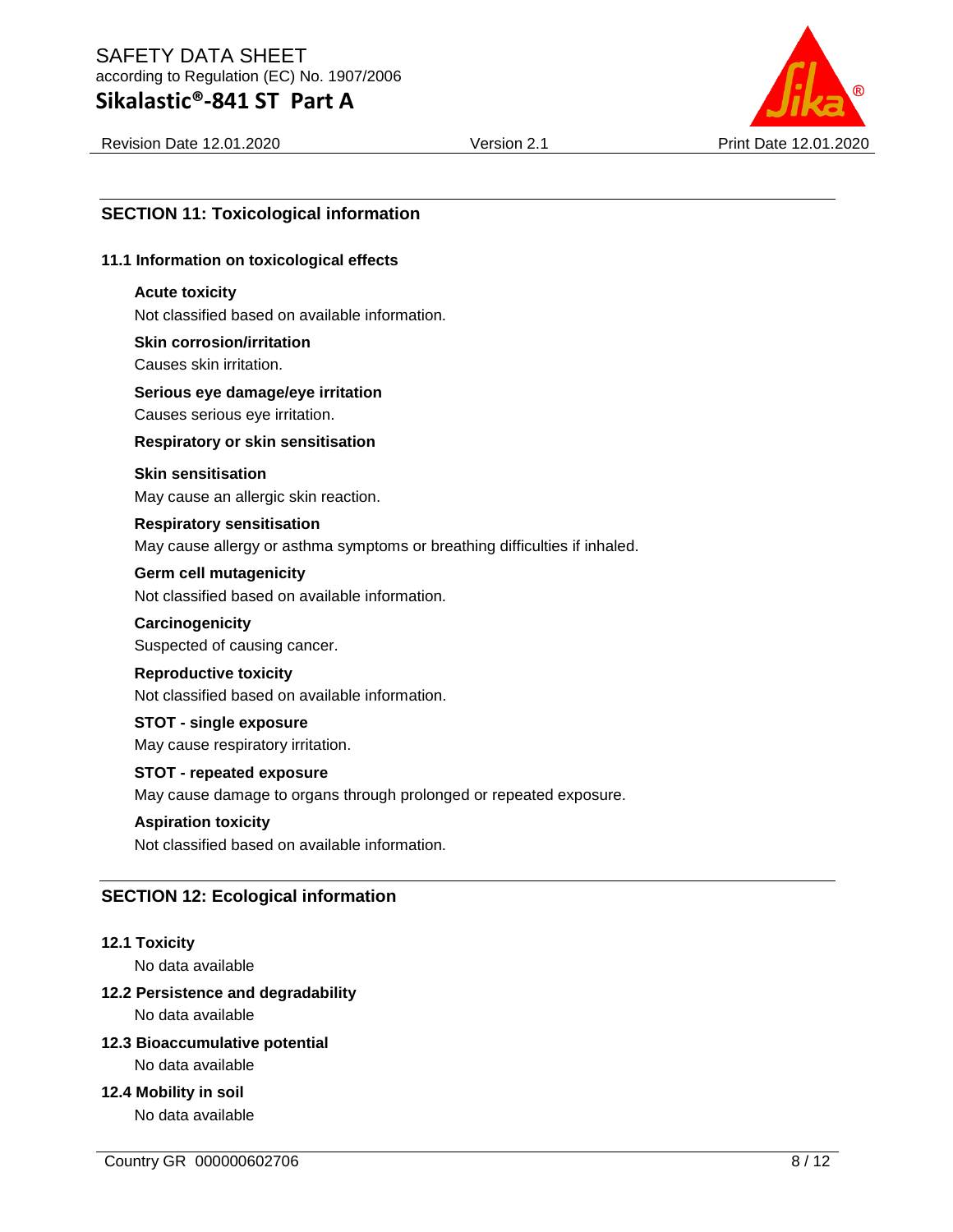## SECTION 11: Toxicological information

### 11.1 Information on toxicological effects

**Acute toxicity**
Not classified based on available information.

**Skin corrosion/irritation**
Causes skin irritation.

**Serious eye damage/eye irritation**
Causes serious eye irritation.

**Respiratory or skin sensitisation**

**Skin sensitisation**
May cause an allergic skin reaction.

**Respiratory sensitisation**
May cause allergy or asthma symptoms or breathing difficulties if inhaled.

**Germ cell mutagenicity**
Not classified based on available information.

**Carcinogenicity**
Suspected of causing cancer.

**Reproductive toxicity**
Not classified based on available information.

**STOT - single exposure**
May cause respiratory irritation.

**STOT - repeated exposure**
May cause damage to organs through prolonged or repeated exposure.

**Aspiration toxicity**
Not classified based on available information.

## SECTION 12: Ecological information

### 12.1 Toxicity
No data available

### 12.2 Persistence and degradability
No data available

### 12.3 Bioaccumulative potential
No data available

### 12.4 Mobility in soil
No data available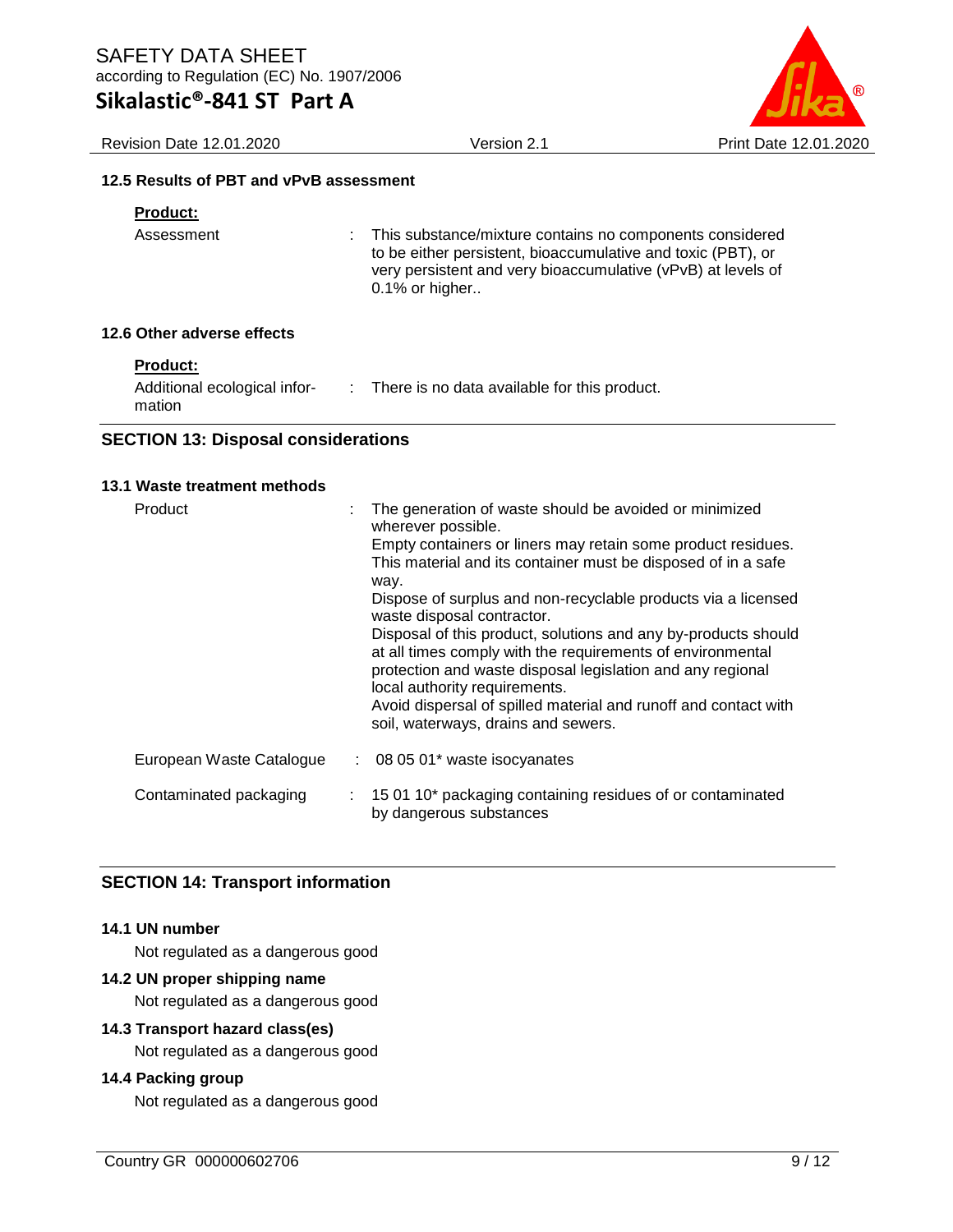### 12.5 Results of PBT and vPvB assessment

**Product:**

| | |
|---|---|
| Assessment | : This substance/mixture contains no components considered to be either persistent, bioaccumulative and toxic (PBT), or very persistent and very bioaccumulative (vPvB) at levels of 0.1% or higher.. |

### 12.6 Other adverse effects

**Product:**

| | |
|---|---|
| Additional ecological information | : There is no data available for this product. |

## SECTION 13: Disposal considerations

### 13.1 Waste treatment methods

| | |
|---|---|
| Product | : The generation of waste should be avoided or minimized wherever possible.<br>Empty containers or liners may retain some product residues.<br>This material and its container must be disposed of in a safe way.<br>Dispose of surplus and non-recyclable products via a licensed waste disposal contractor.<br>Disposal of this product, solutions and any by-products should at all times comply with the requirements of environmental protection and waste disposal legislation and any regional local authority requirements.<br>Avoid dispersal of spilled material and runoff and contact with soil, waterways, drains and sewers. |
| European Waste Catalogue | : 08 05 01* waste isocyanates |
| Contaminated packaging | : 15 01 10* packaging containing residues of or contaminated by dangerous substances |

## SECTION 14: Transport information

### 14.1 UN number

Not regulated as a dangerous good

### 14.2 UN proper shipping name

Not regulated as a dangerous good

### 14.3 Transport hazard class(es)

Not regulated as a dangerous good

### 14.4 Packing group

Not regulated as a dangerous good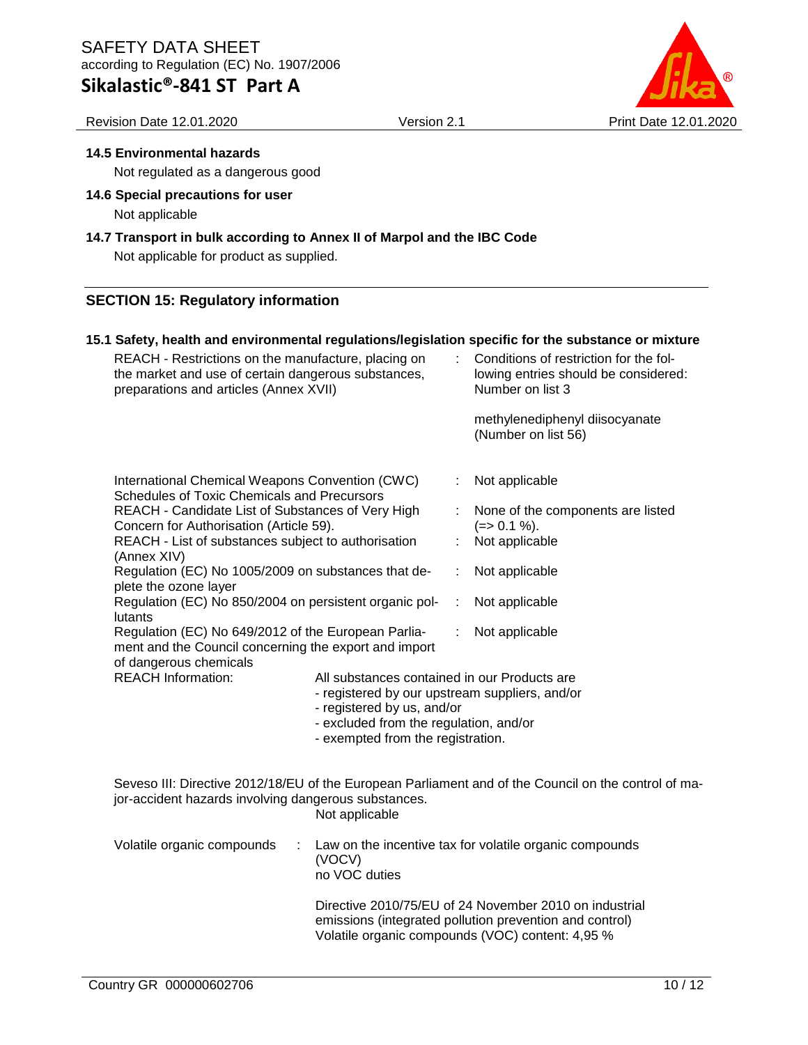### 14.5 Environmental hazards

Not regulated as a dangerous good

### 14.6 Special precautions for user

Not applicable

### 14.7 Transport in bulk according to Annex II of Marpol and the IBC Code

Not applicable for product as supplied.

## SECTION 15: Regulatory information

### 15.1 Safety, health and environmental regulations/legislation specific for the substance or mixture

| | | |
|---|---|---|
| REACH - Restrictions on the manufacture, placing on the market and use of certain dangerous substances, preparations and articles (Annex XVII) | : | Conditions of restriction for the following entries should be considered: Number on list 3<br><br>methylenediphenyl diisocyanate (Number on list 56) |
| International Chemical Weapons Convention (CWC) Schedules of Toxic Chemicals and Precursors | : | Not applicable |
| REACH - Candidate List of Substances of Very High Concern for Authorisation (Article 59). | : | None of the components are listed (=> 0.1 %). |
| REACH - List of substances subject to authorisation (Annex XIV) | : | Not applicable |
| Regulation (EC) No 1005/2009 on substances that deplete the ozone layer | : | Not applicable |
| Regulation (EC) No 850/2004 on persistent organic pollutants | : | Not applicable |
| Regulation (EC) No 649/2012 of the European Parliament and the Council concerning the export and import of dangerous chemicals | : | Not applicable |

REACH Information: All substances contained in our Products are
- registered by our upstream suppliers, and/or
- registered by us, and/or
- excluded from the regulation, and/or
- exempted from the registration.

Seveso III: Directive 2012/18/EU of the European Parliament and of the Council on the control of major-accident hazards involving dangerous substances.
Not applicable

Volatile organic compounds : Law on the incentive tax for volatile organic compounds (VOCV)
no VOC duties

Directive 2010/75/EU of 24 November 2010 on industrial emissions (integrated pollution prevention and control)
Volatile organic compounds (VOC) content: 4,95 %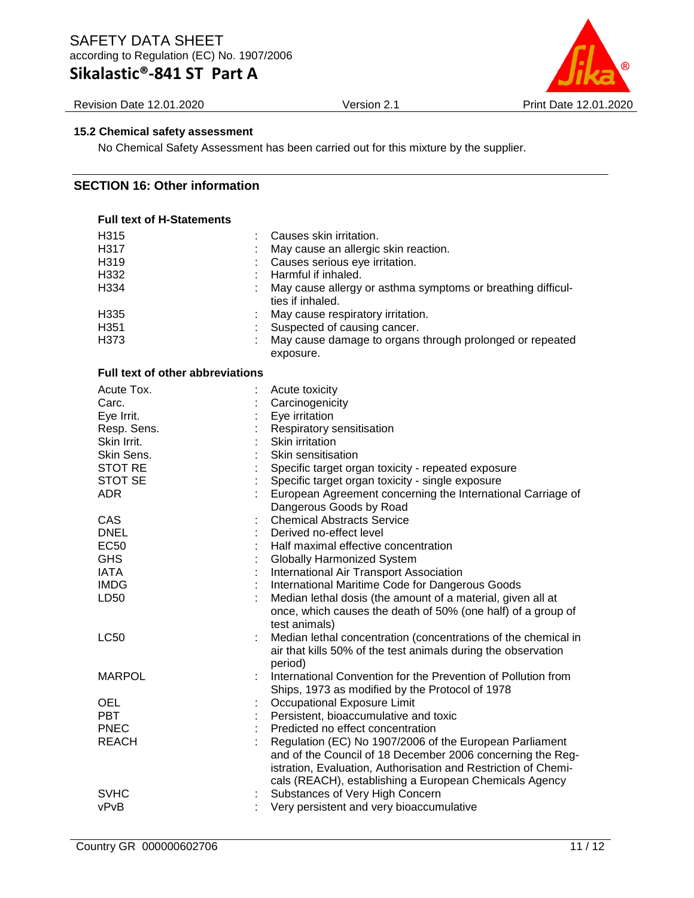### 15.2 Chemical safety assessment

No Chemical Safety Assessment has been carried out for this mixture by the supplier.

## SECTION 16: Other information

### Full text of H-Statements

| | | |
|---|---|---|
| H315 | : | Causes skin irritation. |
| H317 | : | May cause an allergic skin reaction. |
| H319 | : | Causes serious eye irritation. |
| H332 | : | Harmful if inhaled. |
| H334 | : | May cause allergy or asthma symptoms or breathing difficulties if inhaled. |
| H335 | : | May cause respiratory irritation. |
| H351 | : | Suspected of causing cancer. |
| H373 | : | May cause damage to organs through prolonged or repeated exposure. |

### Full text of other abbreviations

| | | |
|---|---|---|
| Acute Tox. | : | Acute toxicity |
| Carc. | : | Carcinogenicity |
| Eye Irrit. | : | Eye irritation |
| Resp. Sens. | : | Respiratory sensitisation |
| Skin Irrit. | : | Skin irritation |
| Skin Sens. | : | Skin sensitisation |
| STOT RE | : | Specific target organ toxicity - repeated exposure |
| STOT SE | : | Specific target organ toxicity - single exposure |
| ADR | : | European Agreement concerning the International Carriage of Dangerous Goods by Road |
| CAS | : | Chemical Abstracts Service |
| DNEL | : | Derived no-effect level |
| EC50 | : | Half maximal effective concentration |
| GHS | : | Globally Harmonized System |
| IATA | : | International Air Transport Association |
| IMDG | : | International Maritime Code for Dangerous Goods |
| LD50 | : | Median lethal dosis (the amount of a material, given all at once, which causes the death of 50% (one half) of a group of test animals) |
| LC50 | : | Median lethal concentration (concentrations of the chemical in air that kills 50% of the test animals during the observation period) |
| MARPOL | : | International Convention for the Prevention of Pollution from Ships, 1973 as modified by the Protocol of 1978 |
| OEL | : | Occupational Exposure Limit |
| PBT | : | Persistent, bioaccumulative and toxic |
| PNEC | : | Predicted no effect concentration |
| REACH | : | Regulation (EC) No 1907/2006 of the European Parliament and of the Council of 18 December 2006 concerning the Registration, Evaluation, Authorisation and Restriction of Chemicals (REACH), establishing a European Chemicals Agency |
| SVHC | : | Substances of Very High Concern |
| vPvB | : | Very persistent and very bioaccumulative |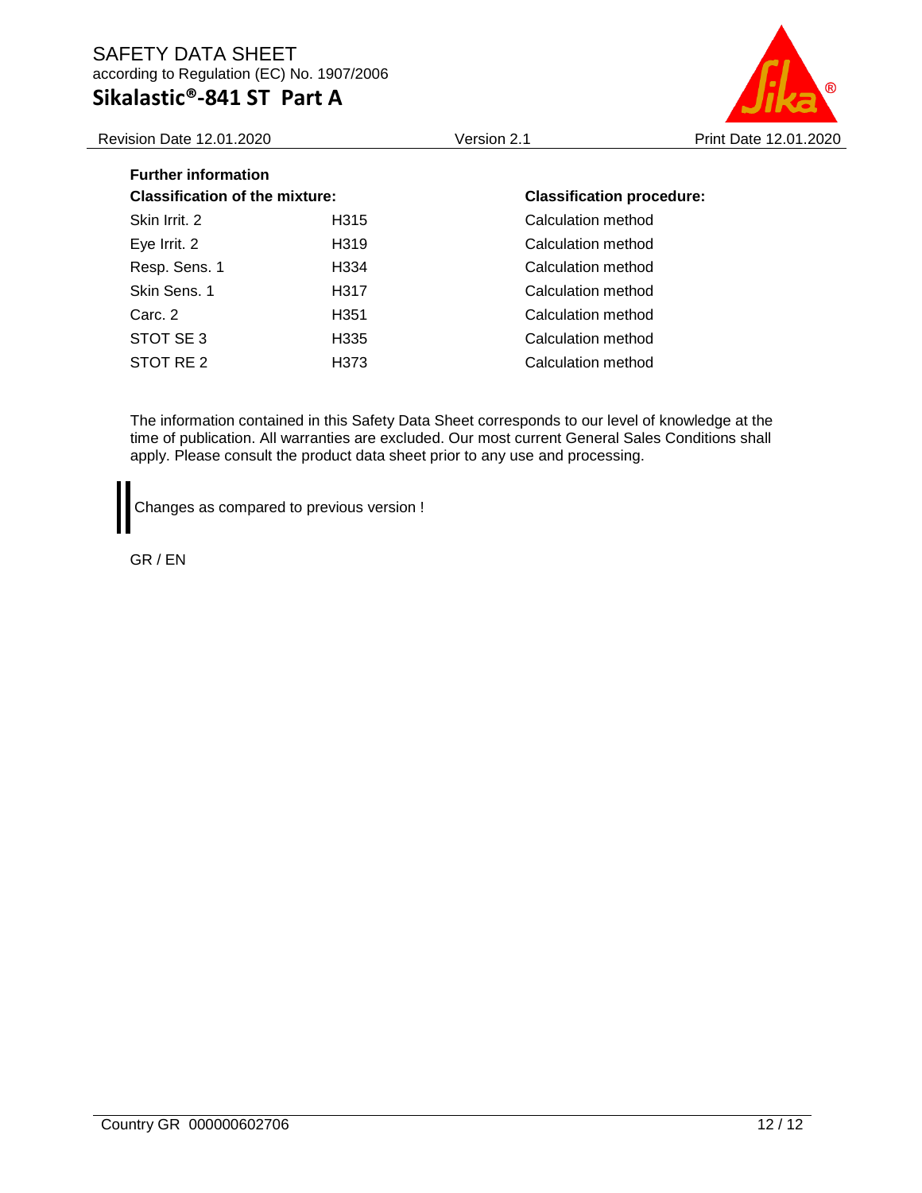**Further information**

| Classification of the mixture: | | Classification procedure: |
|---|---|---|
| Skin Irrit. 2 | H315 | Calculation method |
| Eye Irrit. 2 | H319 | Calculation method |
| Resp. Sens. 1 | H334 | Calculation method |
| Skin Sens. 1 | H317 | Calculation method |
| Carc. 2 | H351 | Calculation method |
| STOT SE 3 | H335 | Calculation method |
| STOT RE 2 | H373 | Calculation method |

The information contained in this Safety Data Sheet corresponds to our level of knowledge at the time of publication. All warranties are excluded. Our most current General Sales Conditions shall apply. Please consult the product data sheet prior to any use and processing.

Changes as compared to previous version !

GR / EN